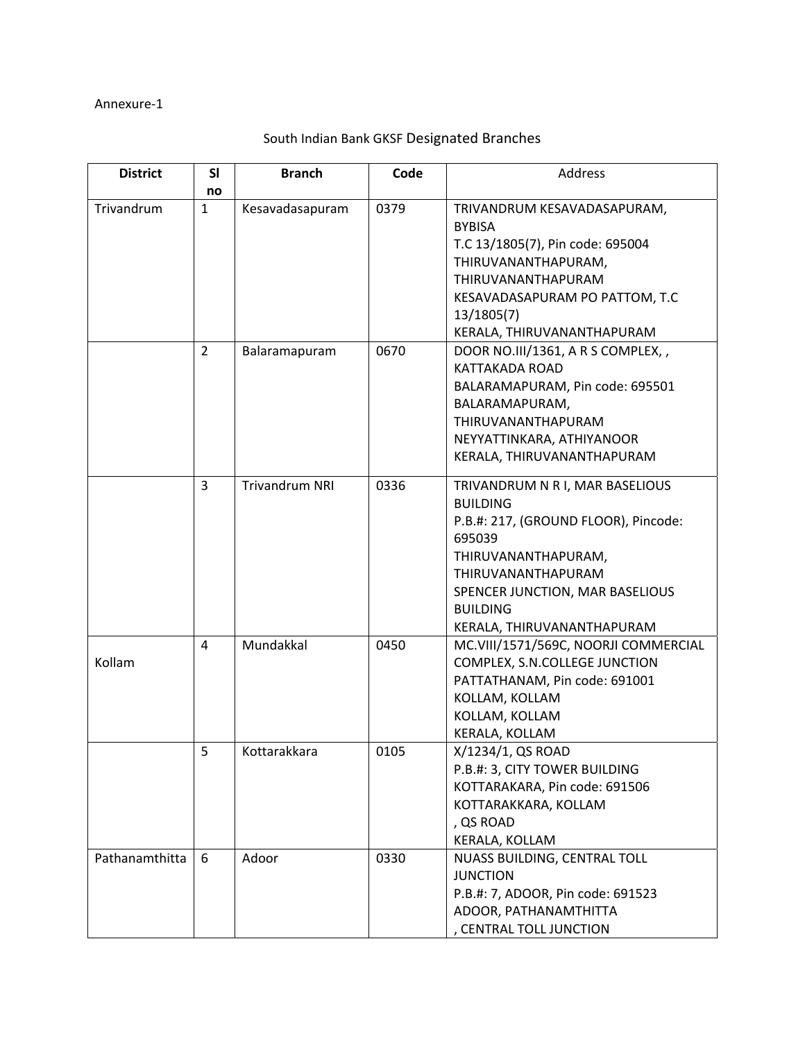Annexure-1

South Indian Bank GKSF Designated Branches

| District | Sl no | Branch | Code | Address |
|---|---|---|---|---|
| Trivandrum | 1 | Kesavadasapuram | 0379 | TRIVANDRUM KESAVADASAPURAM, BYBISA<br>T.C 13/1805(7), Pin code: 695004<br>THIRUVANANTHAPURAM, THIRUVANANTHAPURAM<br>KESAVADASAPURAM PO PATTOM, T.C 13/1805(7)<br>KERALA, THIRUVANANTHAPURAM |
| | 2 | Balaramapuram | 0670 | DOOR NO.III/1361, A R S COMPLEX, , KATTAKADA ROAD<br>BALARAMAPURAM, Pin code: 695501<br>BALARAMAPURAM, THIRUVANANTHAPURAM<br>NEYYATTINKARA, ATHIYANOOR<br>KERALA, THIRUVANANTHAPURAM |
| | 3 | Trivandrum NRI | 0336 | TRIVANDRUM N R I, MAR BASELIOUS BUILDING<br>P.B.#: 217, (GROUND FLOOR), Pincode: 695039<br>THIRUVANANTHAPURAM, THIRUVANANTHAPURAM<br>SPENCER JUNCTION, MAR BASELIOUS BUILDING<br>KERALA, THIRUVANANTHAPURAM |
| Kollam | 4 | Mundakkal | 0450 | MC.VIII/1571/569C, NOORJI COMMERCIAL COMPLEX, S.N.COLLEGE JUNCTION<br>PATTATHANAM, Pin code: 691001<br>KOLLAM, KOLLAM<br>KOLLAM, KOLLAM<br>KERALA, KOLLAM |
| | 5 | Kottarakkara | 0105 | X/1234/1, QS ROAD<br>P.B.#: 3, CITY TOWER BUILDING<br>KOTTARAKARA, Pin code: 691506<br>KOTTARAKKARA, KOLLAM<br>, QS ROAD<br>KERALA, KOLLAM |
| Pathanamthitta | 6 | Adoor | 0330 | NUASS BUILDING, CENTRAL TOLL JUNCTION<br>P.B.#: 7, ADOOR, Pin code: 691523<br>ADOOR, PATHANAMTHITTA<br>, CENTRAL TOLL JUNCTION |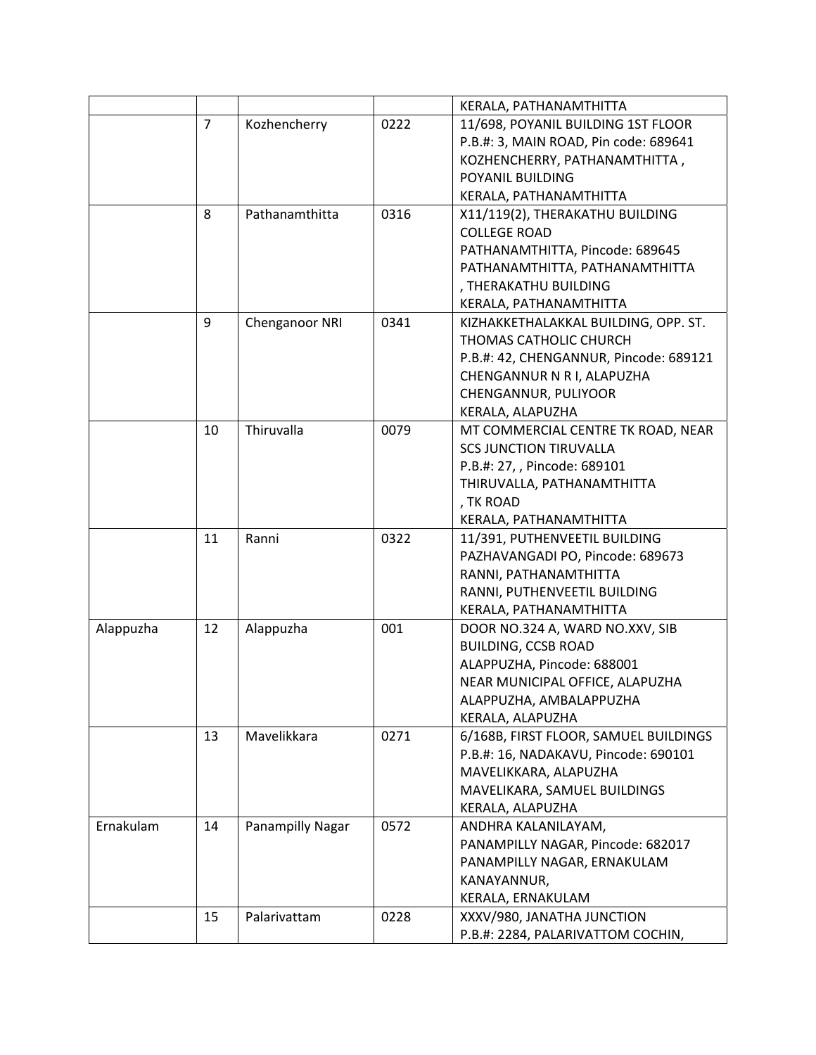| | | | | |
|---|---|---|---|---|
| | | | | KERALA, PATHANAMTHITTA |
| | 7 | Kozhencherry | 0222 | 11/698, POYANIL BUILDING 1ST FLOOR<br>P.B.#: 3, MAIN ROAD, Pin code: 689641<br>KOZHENCHERRY, PATHANAMTHITTA ,<br>POYANIL BUILDING<br>KERALA, PATHANAMTHITTA |
| | 8 | Pathanamthitta | 0316 | X11/119(2), THERAKATHU BUILDING<br>COLLEGE ROAD<br>PATHANAMTHITTA, Pincode: 689645<br>PATHANAMTHITTA, PATHANAMTHITTA<br>, THERAKATHU BUILDING<br>KERALA, PATHANAMTHITTA |
| | 9 | Chenganoor NRI | 0341 | KIZHAKKETHALAKKAL BUILDING, OPP. ST.<br>THOMAS CATHOLIC CHURCH<br>P.B.#: 42, CHENGANNUR, Pincode: 689121<br>CHENGANNUR N R I, ALAPUZHA<br>CHENGANNUR, PULIYOOR<br>KERALA, ALAPUZHA |
| | 10 | Thiruvalla | 0079 | MT COMMERCIAL CENTRE TK ROAD, NEAR<br>SCS JUNCTION TIRUVALLA<br>P.B.#: 27, , Pincode: 689101<br>THIRUVALLA, PATHANAMTHITTA<br>, TK ROAD<br>KERALA, PATHANAMTHITTA |
| | 11 | Ranni | 0322 | 11/391, PUTHENVEETIL BUILDING<br>PAZHAVANGADI PO, Pincode: 689673<br>RANNI, PATHANAMTHITTA<br>RANNI, PUTHENVEETIL BUILDING<br>KERALA, PATHANAMTHITTA |
| Alappuzha | 12 | Alappuzha | 001 | DOOR NO.324 A, WARD NO.XXV, SIB<br>BUILDING, CCSB ROAD<br>ALAPPUZHA, Pincode: 688001<br>NEAR MUNICIPAL OFFICE, ALAPUZHA<br>ALAPPUZHA, AMBALAPPUZHA<br>KERALA, ALAPUZHA |
| | 13 | Mavelikkara | 0271 | 6/168B, FIRST FLOOR, SAMUEL BUILDINGS<br>P.B.#: 16, NADAKAVU, Pincode: 690101<br>MAVELIKKARA, ALAPUZHA<br>MAVELIKARA, SAMUEL BUILDINGS<br>KERALA, ALAPUZHA |
| Ernakulam | 14 | Panampilly Nagar | 0572 | ANDHRA KALANILAYAM,<br>PANAMPILLY NAGAR, Pincode: 682017<br>PANAMPILLY NAGAR, ERNAKULAM<br>KANAYANNUR,<br>KERALA, ERNAKULAM |
| | 15 | Palarivattam | 0228 | XXXV/980, JANATHA JUNCTION<br>P.B.#: 2284, PALARIVATTOM COCHIN, |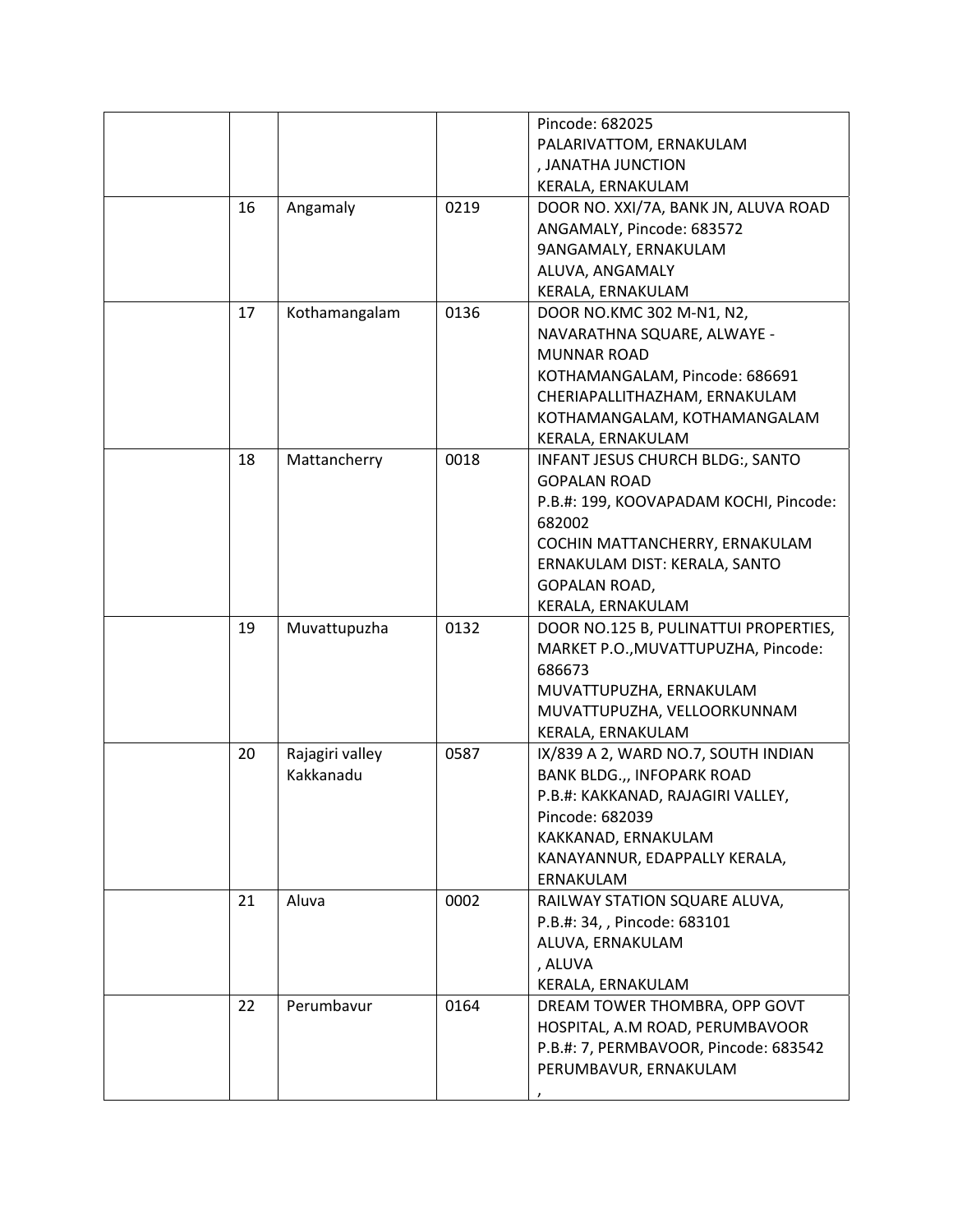| | | | | |
|---|---|---|---|---|
| | | | | Pincode: 682025<br>PALARIVATTOM, ERNAKULAM<br>, JANATHA JUNCTION<br>KERALA, ERNAKULAM |
| | 16 | Angamaly | 0219 | DOOR NO. XXI/7A, BANK JN, ALUVA ROAD<br>ANGAMALY, Pincode: 683572<br>9ANGAMALY, ERNAKULAM<br>ALUVA, ANGAMALY<br>KERALA, ERNAKULAM |
| | 17 | Kothamangalam | 0136 | DOOR NO.KMC 302 M-N1, N2,<br>NAVARATHNA SQUARE, ALWAYE -<br>MUNNAR ROAD<br>KOTHAMANGALAM, Pincode: 686691<br>CHERIAPALLITHAZHAM, ERNAKULAM<br>KOTHAMANGALAM, KOTHAMANGALAM<br>KERALA, ERNAKULAM |
| | 18 | Mattancherry | 0018 | INFANT JESUS CHURCH BLDG:, SANTO<br>GOPALAN ROAD<br>P.B.#: 199, KOOVAPADAM KOCHI, Pincode:<br>682002<br>COCHIN MATTANCHERRY, ERNAKULAM<br>ERNAKULAM DIST: KERALA, SANTO<br>GOPALAN ROAD,<br>KERALA, ERNAKULAM |
| | 19 | Muvattupuzha | 0132 | DOOR NO.125 B, PULINATTUI PROPERTIES,<br>MARKET P.O.,MUVATTUPUZHA, Pincode:<br>686673<br>MUVATTUPUZHA, ERNAKULAM<br>MUVATTUPUZHA, VELLOORKUNNAM<br>KERALA, ERNAKULAM |
| | 20 | Rajagiri valley Kakkanadu | 0587 | IX/839 A 2, WARD NO.7, SOUTH INDIAN<br>BANK BLDG.,, INFOPARK ROAD<br>P.B.#: KAKKANAD, RAJAGIRI VALLEY,<br>Pincode: 682039<br>KAKKANAD, ERNAKULAM<br>KANAYANNUR, EDAPPALLY KERALA,<br>ERNAKULAM |
| | 21 | Aluva | 0002 | RAILWAY STATION SQUARE ALUVA,<br>P.B.#: 34, , Pincode: 683101<br>ALUVA, ERNAKULAM<br>, ALUVA<br>KERALA, ERNAKULAM |
| | 22 | Perumbavur | 0164 | DREAM TOWER THOMBRA, OPP GOVT<br>HOSPITAL, A.M ROAD, PERUMBAVOOR<br>P.B.#: 7, PERMBAVOOR, Pincode: 683542<br>PERUMBAVUR, ERNAKULAM<br>, |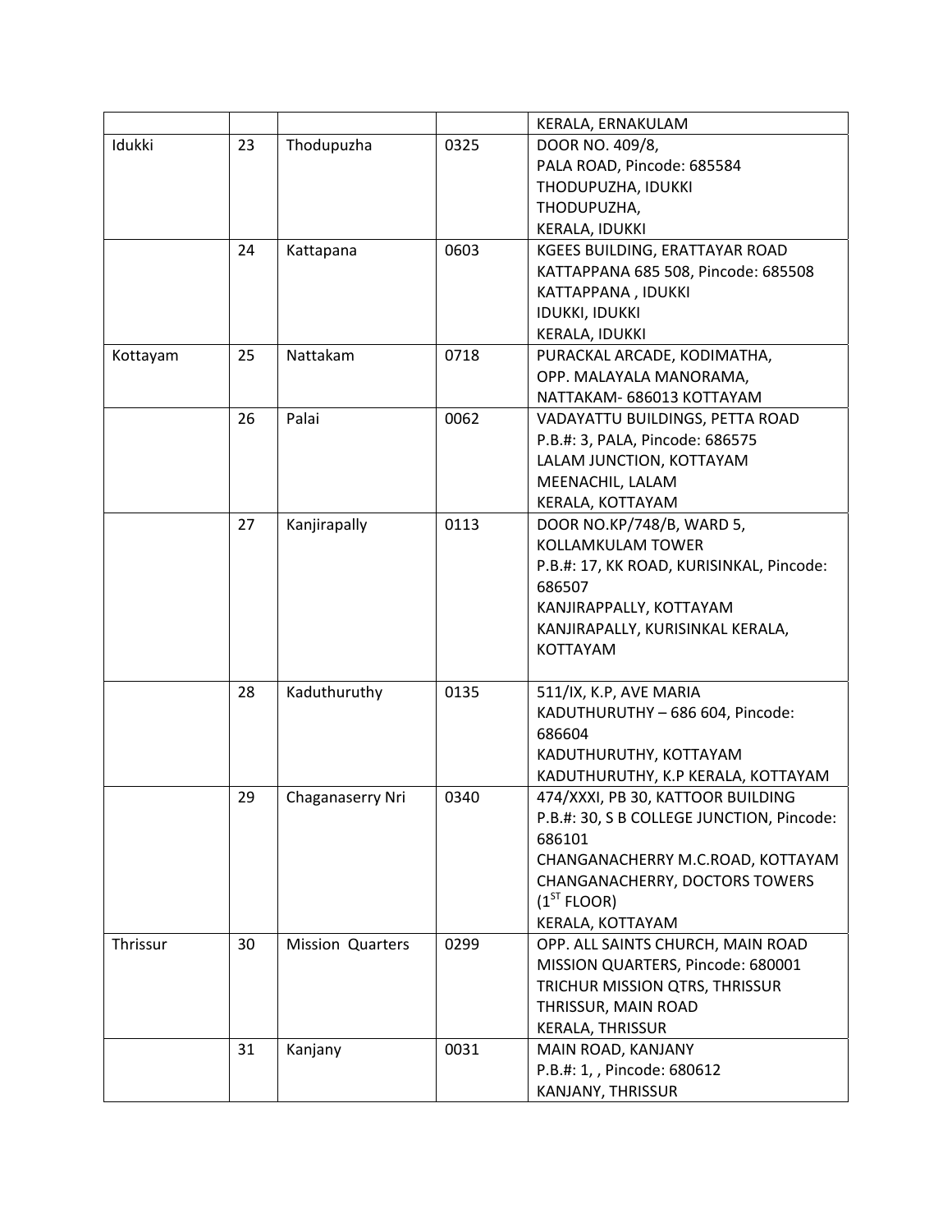|  |  |  |  |  |
| --- | --- | --- | --- | --- |
|  |  |  |  | KERALA, ERNAKULAM |
| Idukki | 23 | Thodupuzha | 0325 | DOOR NO. 409/8,<br>PALA ROAD, Pincode: 685584<br>THODUPUZHA, IDUKKI<br>THODUPUZHA,<br>KERALA, IDUKKI |
|  | 24 | Kattapana | 0603 | KGEES BUILDING, ERATTAYAR ROAD<br>KATTAPPANA 685 508, Pincode: 685508<br>KATTAPPANA , IDUKKI<br>IDUKKI, IDUKKI<br>KERALA, IDUKKI |
| Kottayam | 25 | Nattakam | 0718 | PURACKAL ARCADE, KODIMATHA,<br>OPP. MALAYALA MANORAMA,<br>NATTAKAM- 686013 KOTTAYAM |
|  | 26 | Palai | 0062 | VADAYATTU BUILDINGS, PETTA ROAD<br>P.B.#: 3, PALA, Pincode: 686575<br>LALAM JUNCTION, KOTTAYAM<br>MEENACHIL, LALAM<br>KERALA, KOTTAYAM |
|  | 27 | Kanjirapally | 0113 | DOOR NO.KP/748/B, WARD 5,<br>KOLLAMKULAM TOWER<br>P.B.#: 17, KK ROAD, KURISINKAL, Pincode: 686507<br>KANJIRAPPALLY, KOTTAYAM<br>KANJIRAPALLY, KURISINKAL KERALA, KOTTAYAM |
|  | 28 | Kaduthuruthy | 0135 | 511/IX, K.P, AVE MARIA<br>KADUTHURUTHY – 686 604, Pincode: 686604<br>KADUTHURUTHY, KOTTAYAM<br>KADUTHURUTHY, K.P KERALA, KOTTAYAM |
|  | 29 | Chaganaserry Nri | 0340 | 474/XXXI, PB 30, KATTOOR BUILDING<br>P.B.#: 30, S B COLLEGE JUNCTION, Pincode: 686101<br>CHANGANACHERRY M.C.ROAD, KOTTAYAM<br>CHANGANACHERRY, DOCTORS TOWERS (1ST FLOOR)<br>KERALA, KOTTAYAM |
| Thrissur | 30 | Mission Quarters | 0299 | OPP. ALL SAINTS CHURCH, MAIN ROAD<br>MISSION QUARTERS, Pincode: 680001<br>TRICHUR MISSION QTRS, THRISSUR<br>THRISSUR, MAIN ROAD<br>KERALA, THRISSUR |
|  | 31 | Kanjany | 0031 | MAIN ROAD, KANJANY<br>P.B.#: 1, , Pincode: 680612<br>KANJANY, THRISSUR |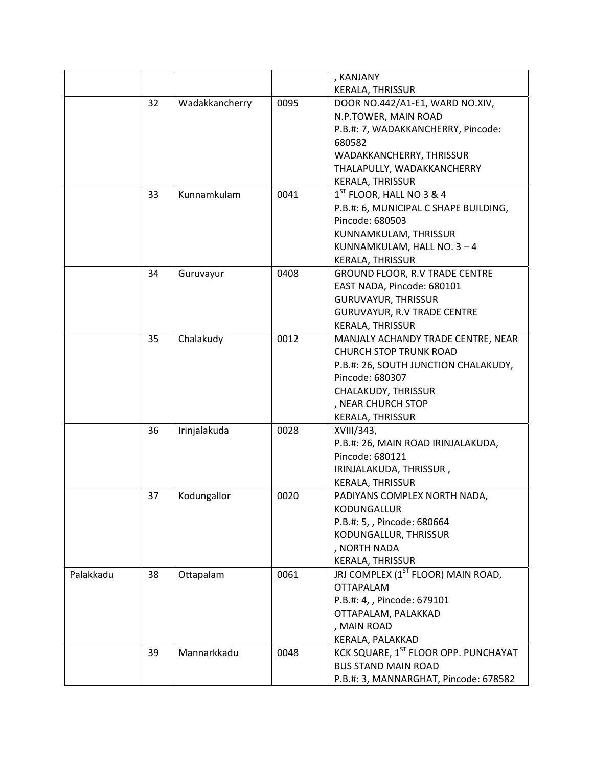| | | | | |
|---|---|---|---|---|
| | | | | , KANJANY<br>KERALA, THRISSUR |
| | 32 | Wadakkancherry | 0095 | DOOR NO.442/A1-E1, WARD NO.XIV,<br>N.P.TOWER, MAIN ROAD<br>P.B.#: 7, WADAKKANCHERRY, Pincode: 680582<br>WADAKKANCHERRY, THRISSUR<br>THALAPULLY, WADAKKANCHERRY<br>KERALA, THRISSUR |
| | 33 | Kunnamkulam | 0041 | 1ST FLOOR, HALL NO 3 & 4<br>P.B.#: 6, MUNICIPAL C SHAPE BUILDING,<br>Pincode: 680503<br>KUNNAMKULAM, THRISSUR<br>KUNNAMKULAM, HALL NO. 3 – 4<br>KERALA, THRISSUR |
| | 34 | Guruvayur | 0408 | GROUND FLOOR, R.V TRADE CENTRE<br>EAST NADA, Pincode: 680101<br>GURUVAYUR, THRISSUR<br>GURUVAYUR, R.V TRADE CENTRE<br>KERALA, THRISSUR |
| | 35 | Chalakudy | 0012 | MANJALY ACHANDY TRADE CENTRE, NEAR CHURCH STOP TRUNK ROAD<br>P.B.#: 26, SOUTH JUNCTION CHALAKUDY,<br>Pincode: 680307<br>CHALAKUDY, THRISSUR<br>, NEAR CHURCH STOP<br>KERALA, THRISSUR |
| | 36 | Irinjalakuda | 0028 | XVIII/343,<br>P.B.#: 26, MAIN ROAD IRINJALAKUDA,<br>Pincode: 680121<br>IRINJALAKUDA, THRISSUR ,<br>KERALA, THRISSUR |
| | 37 | Kodungallor | 0020 | PADIYANS COMPLEX NORTH NADA,<br>KODUNGALLUR<br>P.B.#: 5, , Pincode: 680664<br>KODUNGALLUR, THRISSUR<br>, NORTH NADA<br>KERALA, THRISSUR |
| Palakkadu | 38 | Ottapalam | 0061 | JRJ COMPLEX (1ST FLOOR) MAIN ROAD,<br>OTTAPALAM<br>P.B.#: 4, , Pincode: 679101<br>OTTAPALAM, PALAKKAD<br>, MAIN ROAD<br>KERALA, PALAKKAD |
| | 39 | Mannarkkadu | 0048 | KCK SQUARE, 1ST FLOOR OPP. PUNCHAYAT BUS STAND MAIN ROAD<br>P.B.#: 3, MANNARGHAT, Pincode: 678582 |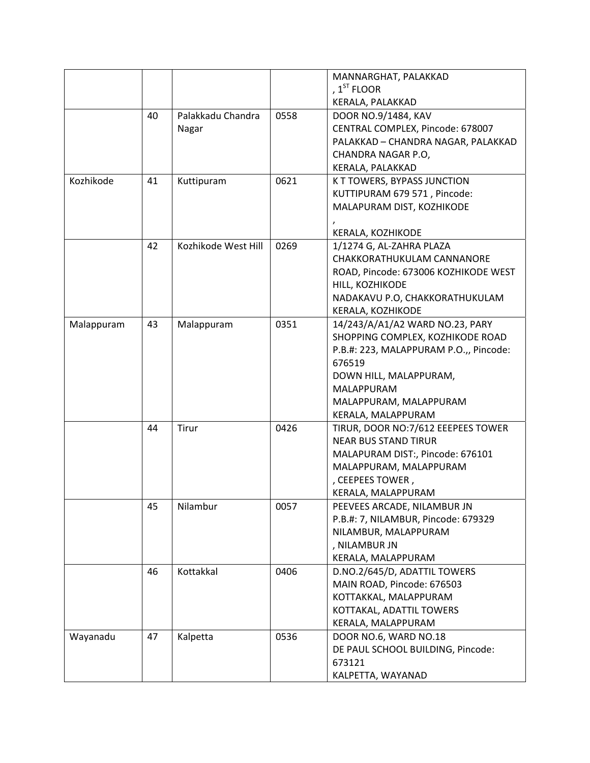| | | | | |
|---|---|---|---|---|
| | | | | MANNARGHAT, PALAKKAD<br>, 1ST FLOOR<br>KERALA, PALAKKAD |
| | 40 | Palakkadu Chandra Nagar | 0558 | DOOR NO.9/1484, KAV<br>CENTRAL COMPLEX, Pincode: 678007<br>PALAKKAD – CHANDRA NAGAR, PALAKKAD<br>CHANDRA NAGAR P.O,<br>KERALA, PALAKKAD |
| Kozhikode | 41 | Kuttipuram | 0621 | K T TOWERS, BYPASS JUNCTION<br>KUTTIPURAM 679 571 , Pincode:<br>MALAPURAM DIST, KOZHIKODE<br>,<br>KERALA, KOZHIKODE |
| | 42 | Kozhikode West Hill | 0269 | 1/1274 G, AL-ZAHRA PLAZA<br>CHAKKORATHUKULAM CANNANORE<br>ROAD, Pincode: 673006 KOZHIKODE WEST<br>HILL, KOZHIKODE<br>NADAKAVU P.O, CHAKKORATHUKULAM<br>KERALA, KOZHIKODE |
| Malappuram | 43 | Malappuram | 0351 | 14/243/A/A1/A2 WARD NO.23, PARY<br>SHOPPING COMPLEX, KOZHIKODE ROAD<br>P.B.#: 223, MALAPPURAM P.O.,, Pincode:<br>676519<br>DOWN HILL, MALAPPURAM,<br>MALAPPURAM<br>MALAPPURAM, MALAPPURAM<br>KERALA, MALAPPURAM |
| | 44 | Tirur | 0426 | TIRUR, DOOR NO:7/612 EEEPEES TOWER<br>NEAR BUS STAND TIRUR<br>MALAPURAM DIST:, Pincode: 676101<br>MALAPPURAM, MALAPPURAM<br>, CEEPEES TOWER ,<br>KERALA, MALAPPURAM |
| | 45 | Nilambur | 0057 | PEEVEES ARCADE, NILAMBUR JN<br>P.B.#: 7, NILAMBUR, Pincode: 679329<br>NILAMBUR, MALAPPURAM<br>, NILAMBUR JN<br>KERALA, MALAPPURAM |
| | 46 | Kottakkal | 0406 | D.NO.2/645/D, ADATTIL TOWERS<br>MAIN ROAD, Pincode: 676503<br>KOTTAKKAL, MALAPPURAM<br>KOTTAKAL, ADATTIL TOWERS<br>KERALA, MALAPPURAM |
| Wayanadu | 47 | Kalpetta | 0536 | DOOR NO.6, WARD NO.18<br>DE PAUL SCHOOL BUILDING, Pincode:<br>673121<br>KALPETTA, WAYANAD |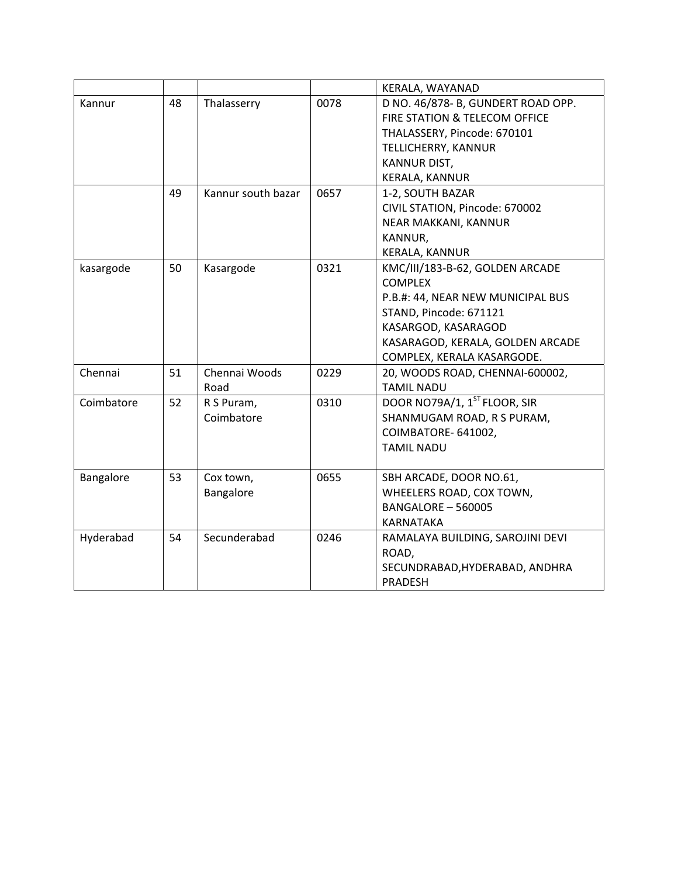| | | | | |
|---|---|---|---|---|
| | | | | KERALA, WAYANAD |
| Kannur | 48 | Thalasserry | 0078 | D NO. 46/878- B, GUNDERT ROAD OPP. FIRE STATION & TELECOM OFFICE THALASSERY, Pincode: 670101 TELLICHERRY, KANNUR KANNUR DIST, KERALA, KANNUR |
| | 49 | Kannur south bazar | 0657 | 1-2, SOUTH BAZAR CIVIL STATION, Pincode: 670002 NEAR MAKKANI, KANNUR KANNUR, KERALA, KANNUR |
| kasargode | 50 | Kasargode | 0321 | KMC/III/183-B-62, GOLDEN ARCADE COMPLEX P.B.#: 44, NEAR NEW MUNICIPAL BUS STAND, Pincode: 671121 KASARGOD, KASARAGOD KASARAGOD, KERALA, GOLDEN ARCADE COMPLEX, KERALA KASARGODE. |
| Chennai | 51 | Chennai Woods Road | 0229 | 20, WOODS ROAD, CHENNAI-600002, TAMIL NADU |
| Coimbatore | 52 | R S Puram, Coimbatore | 0310 | DOOR NO79A/1, 1ST FLOOR, SIR SHANMUGAM ROAD, R S PURAM, COIMBATORE- 641002, TAMIL NADU |
| Bangalore | 53 | Cox town, Bangalore | 0655 | SBH ARCADE, DOOR NO.61, WHEELERS ROAD, COX TOWN, BANGALORE – 560005 KARNATAKA |
| Hyderabad | 54 | Secunderabad | 0246 | RAMALAYA BUILDING, SAROJINI DEVI ROAD, SECUNDRABAD,HYDERABAD, ANDHRA PRADESH |